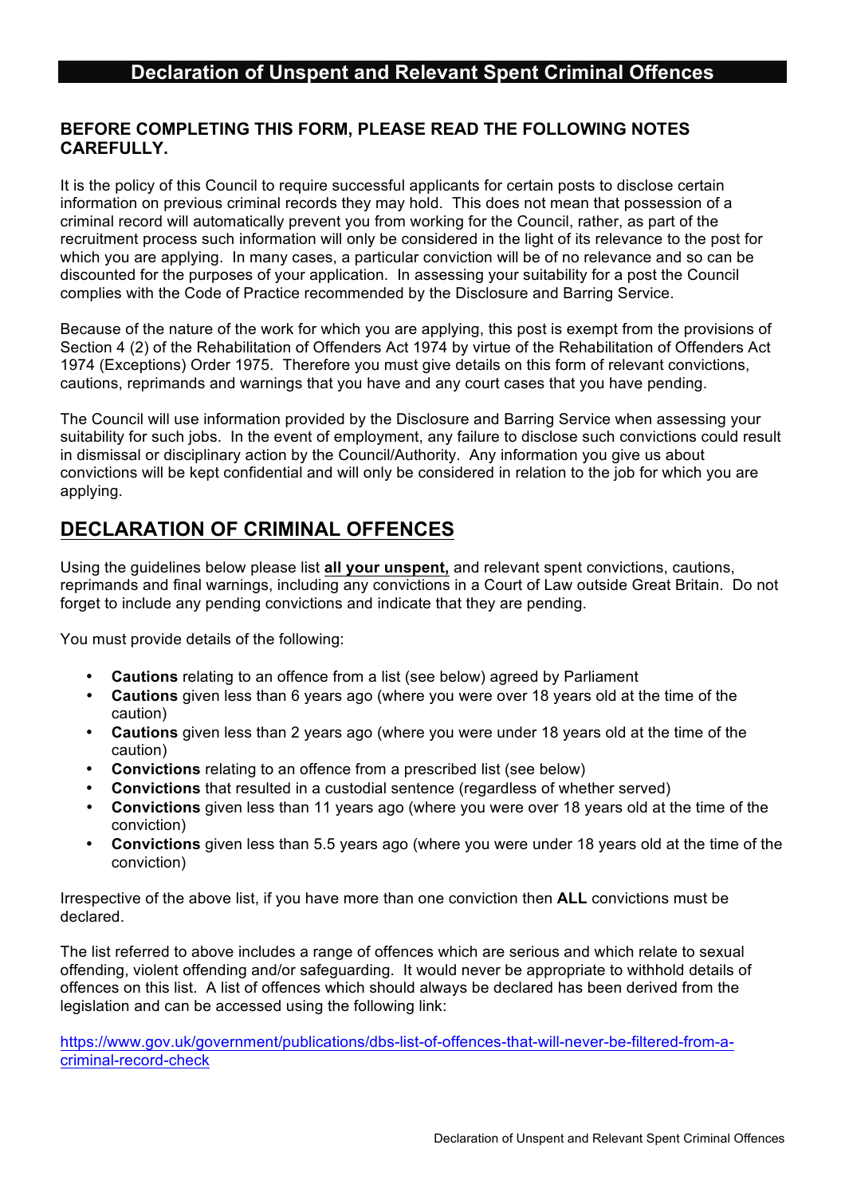# Declaration of Unspent and Relevant Spent Criminal Offences

**BEFORE COMPLETING THIS FORM, PLEASE READ THE FOLLOWING NOTES CAREFULLY.**

It is the policy of this Council to require successful applicants for certain posts to disclose certain information on previous criminal records they may hold. This does not mean that possession of a criminal record will automatically prevent you from working for the Council, rather, as part of the recruitment process such information will only be considered in the light of its relevance to the post for which you are applying. In many cases, a particular conviction will be of no relevance and so can be discounted for the purposes of your application. In assessing your suitability for a post the Council complies with the Code of Practice recommended by the Disclosure and Barring Service.

Because of the nature of the work for which you are applying, this post is exempt from the provisions of Section 4 (2) of the Rehabilitation of Offenders Act 1974 by virtue of the Rehabilitation of Offenders Act 1974 (Exceptions) Order 1975. Therefore you must give details on this form of relevant convictions, cautions, reprimands and warnings that you have and any court cases that you have pending.

The Council will use information provided by the Disclosure and Barring Service when assessing your suitability for such jobs. In the event of employment, any failure to disclose such convictions could result in dismissal or disciplinary action by the Council/Authority. Any information you give us about convictions will be kept confidential and will only be considered in relation to the job for which you are applying.

## DECLARATION OF CRIMINAL OFFENCES

Using the guidelines below please list **all your unspent,** and relevant spent convictions, cautions, reprimands and final warnings, including any convictions in a Court of Law outside Great Britain. Do not forget to include any pending convictions and indicate that they are pending.

You must provide details of the following:

- **Cautions** relating to an offence from a list (see below) agreed by Parliament
- **Cautions** given less than 6 years ago (where you were over 18 years old at the time of the caution)
- **Cautions** given less than 2 years ago (where you were under 18 years old at the time of the caution)
- **Convictions** relating to an offence from a prescribed list (see below)
- **Convictions** that resulted in a custodial sentence (regardless of whether served)
- **Convictions** given less than 11 years ago (where you were over 18 years old at the time of the conviction)
- **Convictions** given less than 5.5 years ago (where you were under 18 years old at the time of the conviction)

Irrespective of the above list, if you have more than one conviction then **ALL** convictions must be declared.

The list referred to above includes a range of offences which are serious and which relate to sexual offending, violent offending and/or safeguarding. It would never be appropriate to withhold details of offences on this list. A list of offences which should always be declared has been derived from the legislation and can be accessed using the following link:

https://www.gov.uk/government/publications/dbs-list-of-offences-that-will-never-be-filtered-from-a-criminal-record-check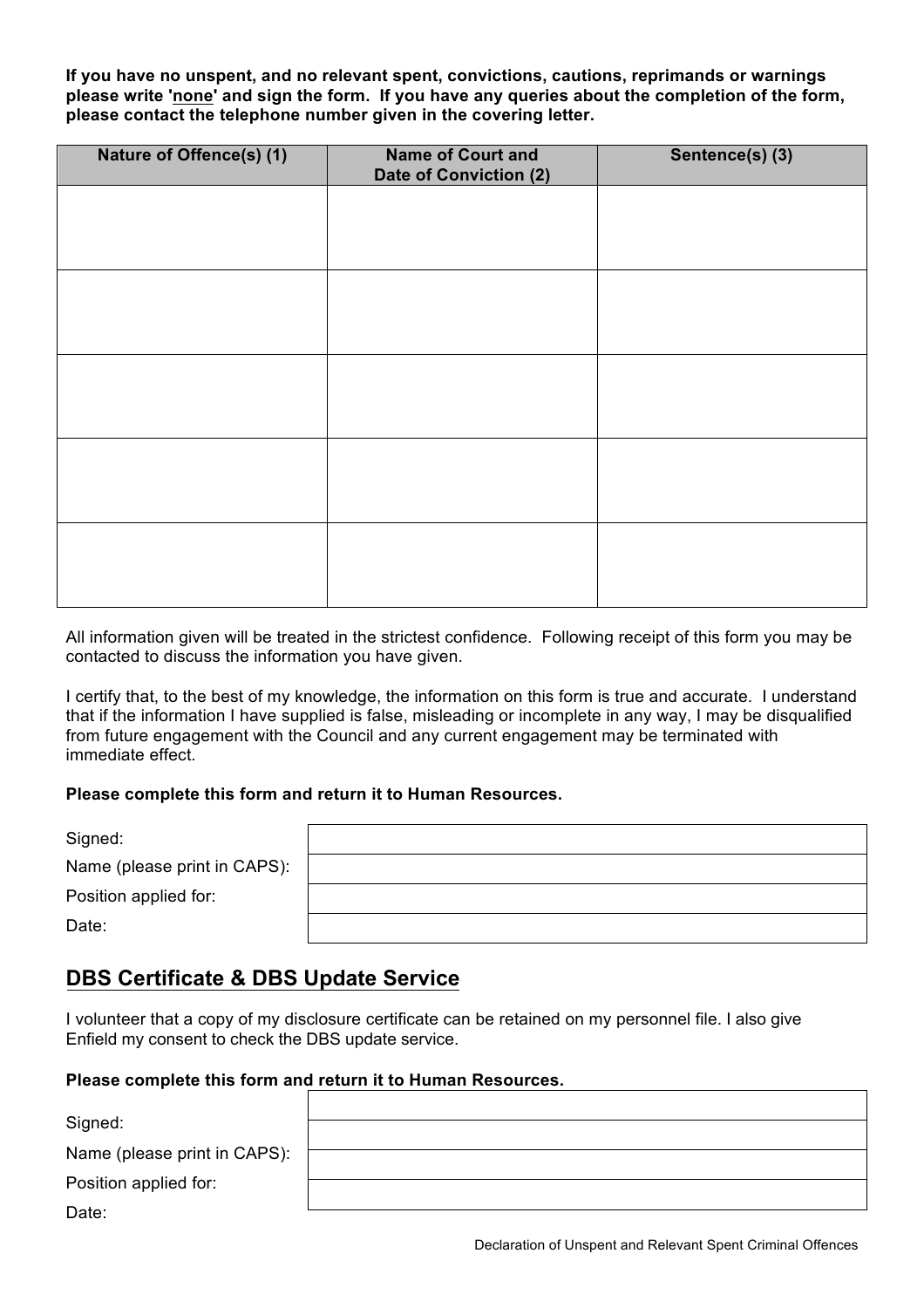**If you have no unspent, and no relevant spent, convictions, cautions, reprimands or warnings please write '<u>none</u>' and sign the form. If you have any queries about the completion of the form, please contact the telephone number given in the covering letter.**

| Nature of Offence(s) (1) | Name of Court and Date of Conviction (2) | Sentence(s) (3) |
|---|---|---|
| | | |
| | | |
| | | |
| | | |
| | | |

All information given will be treated in the strictest confidence. Following receipt of this form you may be contacted to discuss the information you have given.

I certify that, to the best of my knowledge, the information on this form is true and accurate. I understand that if the information I have supplied is false, misleading or incomplete in any way, I may be disqualified from future engagement with the Council and any current engagement may be terminated with immediate effect.

**Please complete this form and return it to Human Resources.**

| | |
|---|---|
| Signed: | |
| Name (please print in CAPS): | |
| Position applied for: | |
| Date: | |

## <u>DBS Certificate & DBS Update Service</u>

I volunteer that a copy of my disclosure certificate can be retained on my personnel file. I also give Enfield my consent to check the DBS update service.

**Please complete this form and return it to Human Resources.**

| | |
|---|---|
| Signed: | |
| Name (please print in CAPS): | |
| Position applied for: | |
| Date: | |

Declaration of Unspent and Relevant Spent Criminal Offences